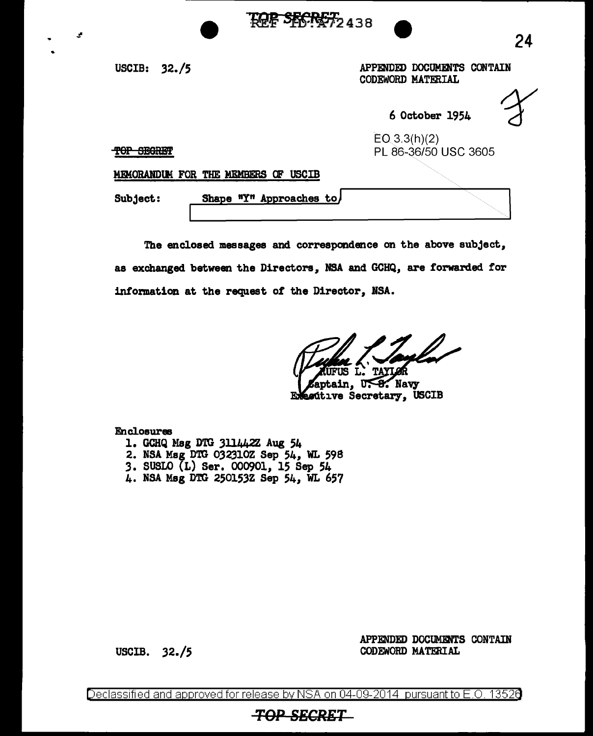USCIB: 32./5

APPENDED DOCUMENTS CONTAIN CODEWORD MATERIAL

6 October 1954

EO 3.3(h)(2)
PL 86-36/50 USC 3605

~~TOP SECRET~~

MEMORANDUM FOR THE MEMBERS OF USCIB

Subject: Shape "Y" Approaches to [redacted]

The enclosed messages and correspondence on the above subject, as exchanged between the Directors, NSA and GCHQ, are forwarded for information at the request of the Director, NSA.

RUFUS L. TAYLOR
Captain, U. S. Navy
Executive Secretary, USCIB

Enclosures

1. GCHQ Msg DTG 311442Z Aug 54
2. NSA Msg DTG 032310Z Sep 54, WL 598
3. SUSLO (L) Ser. 000901, 15 Sep 54
4. NSA Msg DTG 250153Z Sep 54, WL 657

USCIB. 32./5

APPENDED DOCUMENTS CONTAIN CODEWORD MATERIAL

Declassified and approved for release by NSA on 04-09-2014 pursuant to E.O. 13526

TOP SECRET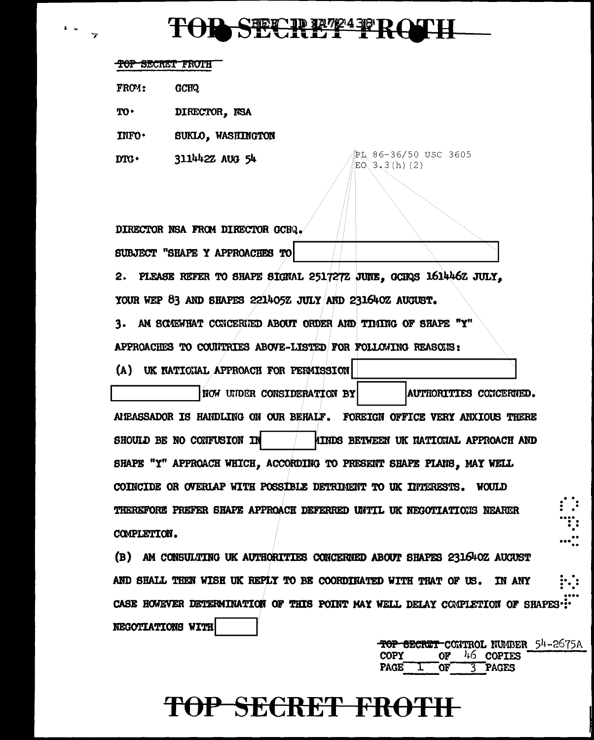TOP SECRET FROTH

FROM: GCHQ

TO: DIRECTOR, NSA

INFO: SUKLO, WASHINGTON

DTG: 311442Z AUG 54

PL 86-36/50 USC 3605
EO 3.3(h)(2)

DIRECTOR NSA FROM DIRECTOR GCHQ.

SUBJECT "SHAPE Y APPROACHES TO [REDACTED]

2. PLEASE REFER TO SHAPE SIGNAL 251727Z JUNE, GCHQS 161446Z JULY, YOUR WEP 83 AND SHAPES 221405Z JULY AND 231640Z AUGUST.

3. AM SOMEWHAT CONCERNED ABOUT ORDER AND TIMING OF SHAPE "Y" APPROACHES TO COUNTRIES ABOVE-LISTED FOR FOLLOWING REASONS:

(A) UK NATIONAL APPROACH FOR PERMISSION [REDACTED] [REDACTED] NOW UNDER CONSIDERATION BY [REDACTED] AUTHORITIES CONCERNED. AMBASSADOR IS HANDLING ON OUR BEHALF. FOREIGN OFFICE VERY ANXIOUS THERE SHOULD BE NO CONFUSION IN [REDACTED] MINDS BETWEEN UK NATIONAL APPROACH AND SHAPE "Y" APPROACH WHICH, ACCORDING TO PRESENT SHAPE PLANS, MAY WELL COINCIDE OR OVERLAP WITH POSSIBLE DETRIMENT TO UK INTERESTS. WOULD THEREFORE PREFER SHAPE APPROACH DEFERRED UNTIL UK NEGOTIATIONS NEARER COMPLETION.

(B) AM CONSULTING UK AUTHORITIES CONCERNED ABOUT SHAPES 231640Z AUGUST AND SHALL THEN WISH UK REPLY TO BE COORDINATED WITH THAT OF US. IN ANY CASE HOWEVER DETERMINATION OF THIS POINT MAY WELL DELAY COMPLETION OF SHAPES NEGOTIATIONS WITH [REDACTED]

TOP SECRET CONTROL NUMBER 54-2675A
COPY ___ OF 46 COPIES
PAGE 1 OF 3 PAGES

TOP SECRET FROTH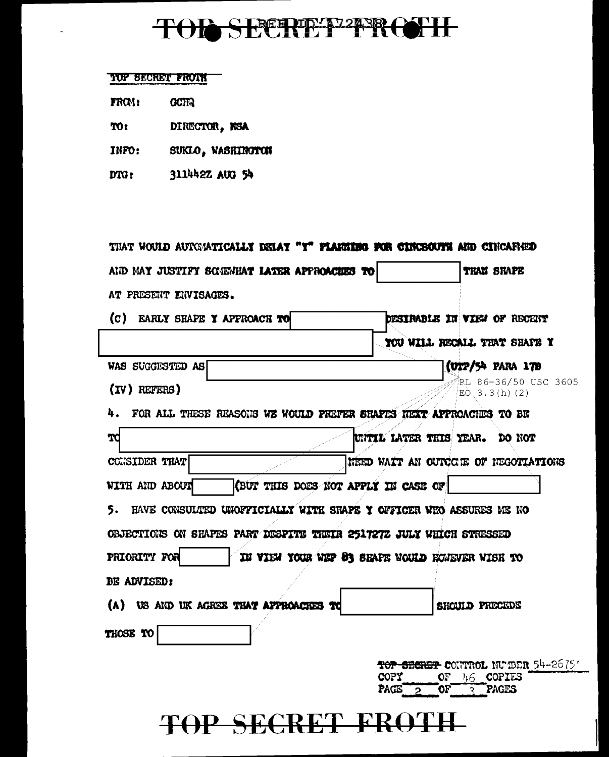TOP SECRET FROTH

FROM: GCHQ

TO: DIRECTOR, NSA

INFO: SUKLO, WASHINGTON

DTG: 311442Z AUG 54

THAT WOULD AUTOMATICALLY DELAY "Y" PLANNING FOR CINCSOUTH AND CINCAFMED AND MAY JUSTIFY SOMEWHAT LATER APPROACHES TO [redacted] THAN SHAPE AT PRESENT ENVISAGES.

(C) EARLY SHAPE Y APPROACH TO [redacted] DESIRABLE IN VIEW OF RECENT [redacted] YOU WILL RECALL THAT SHAPE Y WAS SUGGESTED AS [redacted] (UTP/54 PARA 17B (IV) REFERS)

PL 86-36/50 USC 3605
EO 3.3(h)(2)

4. FOR ALL THESE REASONS WE WOULD PREFER SHAPES NEXT APPROACHES TO BE TO [redacted] UNTIL LATER THIS YEAR. DO NOT CONSIDER THAT [redacted] NEED WAIT AN OUTCOME OF NEGOTIATIONS WITH AND ABOUT [redacted] (BUT THIS DOES NOT APPLY IN CASE OF [redacted]

5. HAVE CONSULTED UNOFFICIALLY WITH SHAPE Y OFFICER WHO ASSURES ME NO OBJECTIONS ON SHAPES PART DESPITE THEIR 251727Z JULY WHICH STRESSED PRIORITY FOR [redacted] IN VIEW YOUR WEP 83 SHAPE WOULD HOWEVER WISH TO BE ADVISED:

(A) US AND UK AGREE THAT APPROACHES TO [redacted] SHOULD PRECEDE THOSE TO [redacted]

TOP SECRET CONTROL NUMBER 54-2675
COPY ___ OF 46 COPIES
PAGE 2 OF 3 PAGES

TOP SECRET FROTH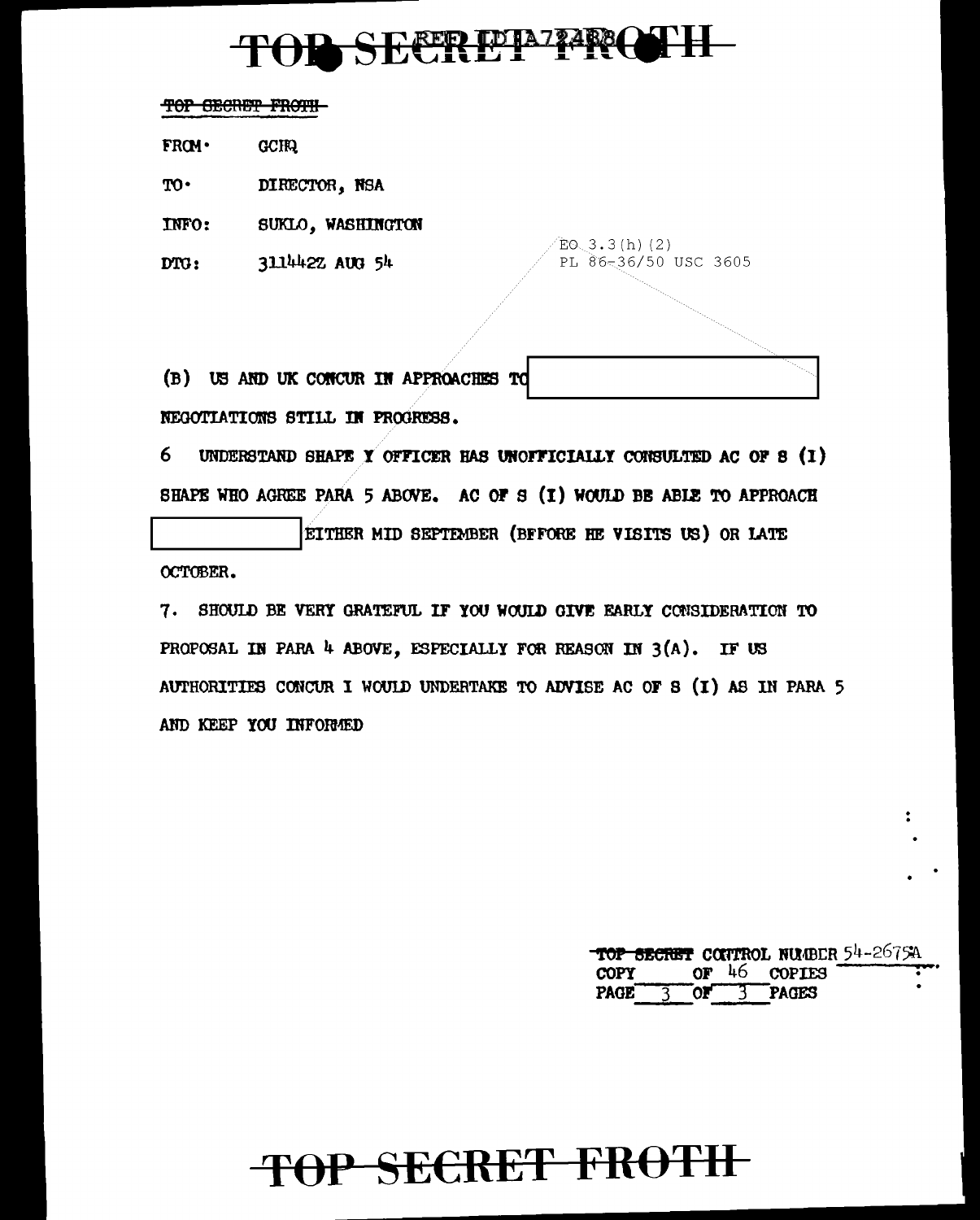~~TOP SECRET FROTH~~

FROM: GCHQ

TO: DIRECTOR, NSA

INFO: SUKLO, WASHINGTON

DTG: 311442Z AUG 54

EO 3.3(h)(2)
PL 86-36/50 USC 3605

(B) US AND UK CONCUR IN APPROACHES TO [REDACTED] NEGOTIATIONS STILL IN PROGRESS.

6 UNDERSTAND SHAPE Y OFFICER HAS UNOFFICIALLY CONSULTED AC OF S (I) SHAPE WHO AGREE PARA 5 ABOVE. AC OF S (I) WOULD BE ABLE TO APPROACH [REDACTED] EITHER MID SEPTEMBER (BEFORE HE VISITS US) OR LATE OCTOBER.

7. SHOULD BE VERY GRATEFUL IF YOU WOULD GIVE EARLY CONSIDERATION TO PROPOSAL IN PARA 4 ABOVE, ESPECIALLY FOR REASON IN 3(A). IF US AUTHORITIES CONCUR I WOULD UNDERTAKE TO ADVISE AC OF S (I) AS IN PARA 5 AND KEEP YOU INFORMED

~~TOP SECRET~~ CONTROL NUMBER 54-2675A
COPY ___ OF 46 COPIES
PAGE 3 OF 3 PAGES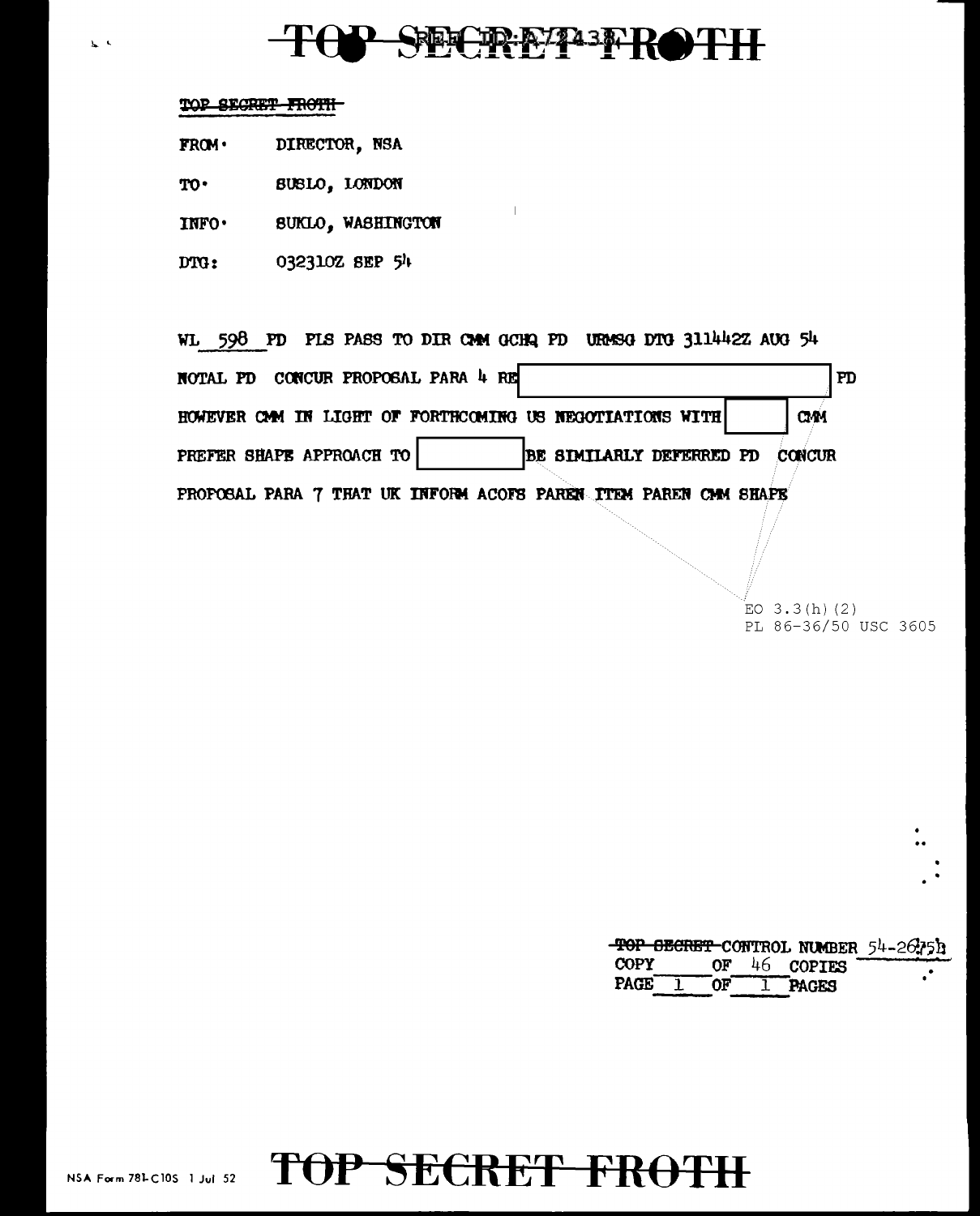TOP SECRET FROTH

FROM: DIRECTOR, NSA

TO: SUSLO, LONDON

INFO: SUKLO, WASHINGTON

DTG: 032310Z SEP 54

WL 598 PD PLS PASS TO DIR CMM GCHQ PD URMSG DTG 311442Z AUG 54 NOTAL PD CONCUR PROPOSAL PARA 4 RE [REDACTED] PD HOWEVER CMM IN LIGHT OF FORTHCOMING US NEGOTIATIONS WITH [REDACTED] CMM PREFER SHAPE APPROACH TO [REDACTED] BE SIMILARLY DEFERRED PD CONCUR PROPOSAL PARA 7 THAT UK INFORM ACOFS PAREN ITEM PAREN CMM SHAPE

EO 3.3(h)(2)
PL 86-36/50 USC 3605

TOP SECRET CONTROL NUMBER 54-2675
COPY ___ OF 46 COPIES
PAGE 1 OF 1 PAGES

NSA Form 781-C10S 1 Jul 52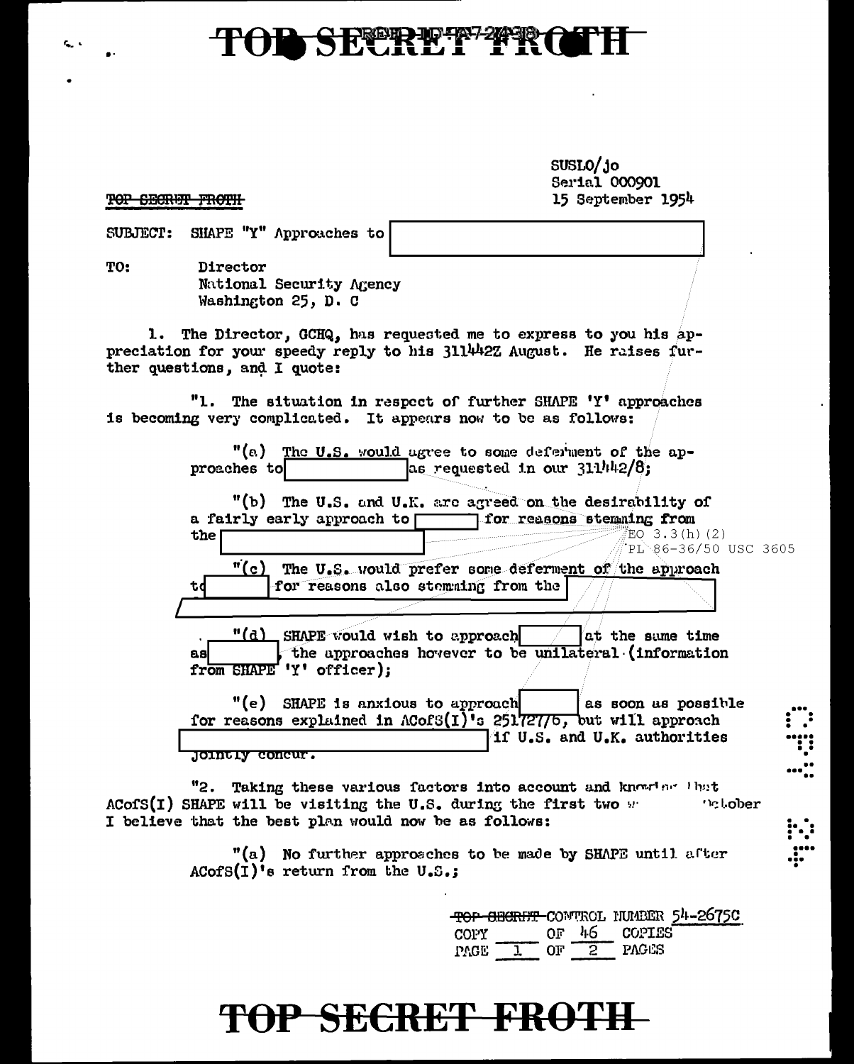TOP SECRET FROTH

SUSLO/jo
Serial 000901
15 September 1954

~~TOP SECRET FROTH~~

SUBJECT: SHAPE "Y" Approaches to [redacted]

TO: Director
National Security Agency
Washington 25, D. C

1. The Director, GCHQ, has requested me to express to you his appreciation for your speedy reply to his 311442Z August. He raises further questions, and I quote:

"1. The situation in respect of further SHAPE 'Y' approaches is becoming very complicated. It appears now to be as follows:

"(a) The U.S. would agree to some deferment of the approaches to [redacted] as requested in our 311442/8;

"(b) The U.S. and U.K. are agreed on the desirability of a fairly early approach to [redacted] for reasons stemming from the [redacted]

EO 3.3(h)(2)
PL 86-36/50 USC 3605

"(c) The U.S. would prefer some deferment of the approach to [redacted] for reasons also stemming from the [redacted]

"(d) SHAPE would wish to approach [redacted] at the same time as [redacted], the approaches however to be unilateral (information from SHAPE 'Y' officer);

"(e) SHAPE is anxious to approach [redacted] as soon as possible for reasons explained in ACofS(I)'s 251727/6, but will approach [redacted] if U.S. and U.K. authorities jointly concur.

"2. Taking these various factors into account and knowing that ACofS(I) SHAPE will be visiting the U.S. during the first two w[eeks of] October I believe that the best plan would now be as follows:

"(a) No further approaches to be made by SHAPE until after ACofS(I)'s return from the U.S.;

~~TOP SECRET~~ CONTROL NUMBER 54-2675C
COPY \_\_\_\_ OF 46 COPIES
PAGE 1 OF 2 PAGES

TOP SECRET FROTH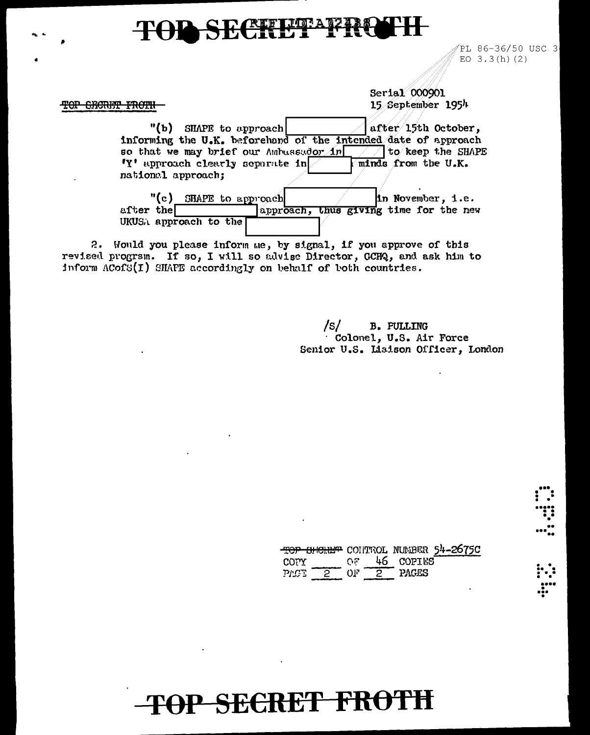PL 86-36/50 USC 3
EO 3.3(h)(2)

~~TOP SECRET FROTH~~

Serial 000901
15 September 1954

"(b) SHAPE to approach [ ] after 15th October, informing the U.K. beforehand of the intended date of approach so that we may brief our Ambassador in [ ] to keep the SHAPE 'Y' approach clearly separate in [ ] minds from the U.K. national approach;

"(c) SHAPE to approach [ ] in November, i.e. after the [ ] approach, thus giving time for the new UKUSA approach to the [ ]

2. Would you please inform me, by signal, if you approve of this revised program. If so, I will so advise Director, GCHQ, and ask him to inform ACofS(I) SHAPE accordingly on behalf of both countries.

/s/ B. PULLING
Colonel, U.S. Air Force
Senior U.S. Liaison Officer, London

~~TOP SECRET~~ CONTROL NUMBER 54-2675C
COPY ___ OF 46 COPIES
PAGE 2 OF 2 PAGES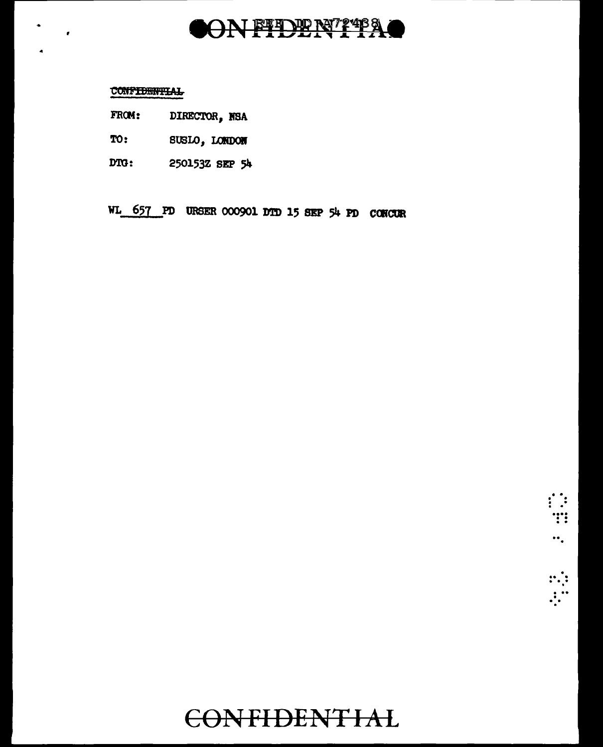CONFIDENTIAL

FROM: DIRECTOR, NSA

TO: SUSLO, LONDON

DTG: 250153Z SEP 54

WL 657 PD URSER 000901 DTD 15 SEP 54 PD CONCUR

CONFIDENTIAL